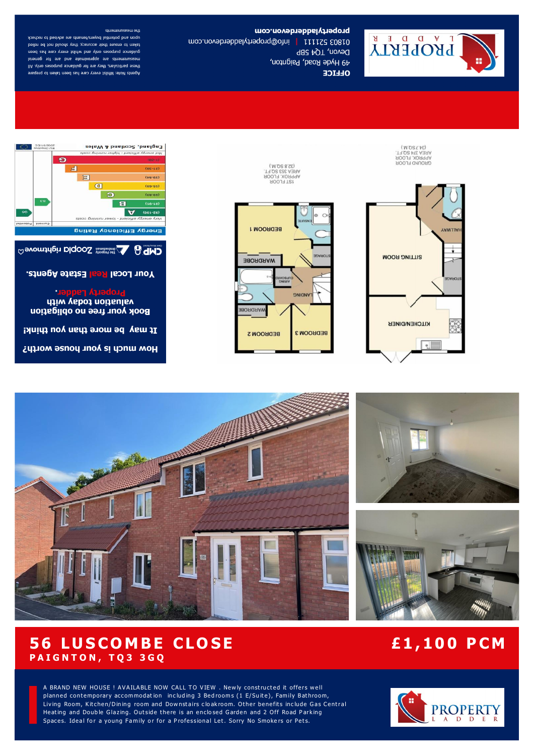# 56 LUSCOMBE CLOSE

**PAIGNTON, TQ3 3GQ**

**£1,100 PCM**

A BRAND NEW HOUSE ! AVAILABLE NOW CALL TO VIEW . Newly constructed it offers well planned contemporary accommodation including 3 Bedrooms (1 E/Suite), Family Bathroom, Living Room, Kitchen/Dining room and Downstairs cloakroom. Other benefits include Gas Central Heating and Double Glazing. Outside there is an enclosed Garden and 2 Off Road Parking Spaces. Ideal for a young Family or for a Professional Let. Sorry No Smokers or Pets.

**OFFICE**

49 Hyde Road, Paignton,
Devon, TQ4 5BP
01803 521111 | info@propertyladderdevon.com
**propertyladderdevon.com**

Agents Note: Whilst every care has been taken to prepare these particulars, they are for guidance purposes only. All measurements are approximate and are for general guidance purposes only and whilst every care has been taken to ensure their accuracy, they should not be relied upon and potential buyers/tenants are advised to recheck the measurements.

**How much is your house worth?**

**It may be more than you think!**

**Book your free no obligation valuation today with Property Ladder.**

**Your Local Real Estate Agents.**

GROUND FLOOR
APPROX. FLOOR
AREA 374 SQ.FT.
(34.7 SQ.M.)

1ST FLOOR
APPROX. FLOOR
AREA 353 SQ.FT.
(32.8 SQ.M.)

**Energy Efficiency Rating**

| Rating | Current | Potential |
|---|---|---|
| Very energy efficient - lower running costs | | |
| (92-100) A | | 96 |
| (81-91) B | 83 | |
| (69-80) C | | |
| (55-68) D | | |
| (39-54) E | | |
| (21-38) F | | |
| (1-20) G | | |
| Not energy efficient - higher running costs | | |

England, Scotland & Wales — EU Directive 2002/91/EC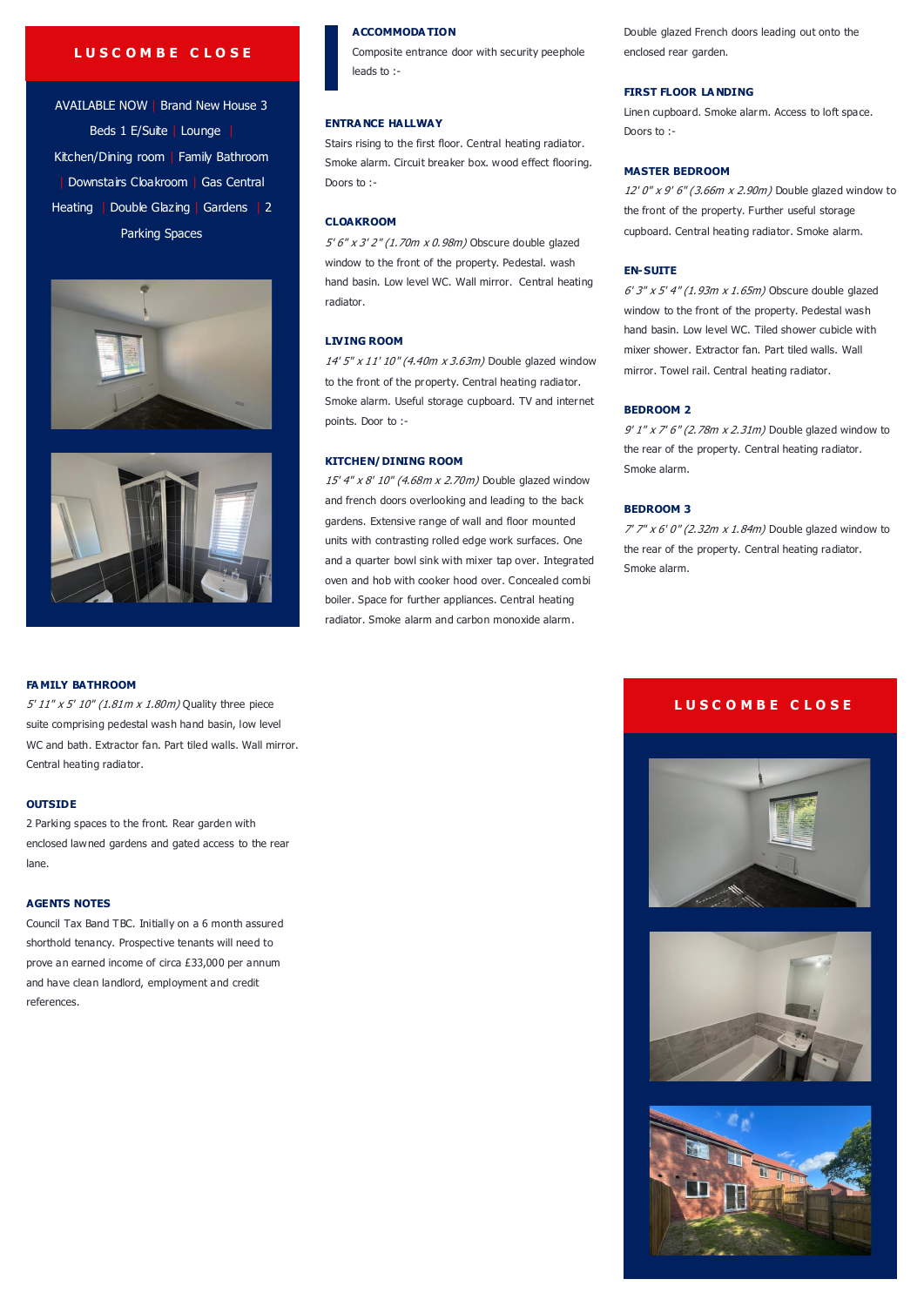## LUSCOMBE CLOSE

AVAILABLE NOW | Brand New House 3 Beds 1 E/Suite | Lounge | Kitchen/Dining room | Family Bathroom | Downstairs Cloakroom | Gas Central Heating | Double Glazing | Gardens | 2 Parking Spaces

### ACCOMMODATION

Composite entrance door with security peephole leads to :-

### ENTRANCE HALLWAY

Stairs rising to the first floor. Central heating radiator. Smoke alarm. Circuit breaker box. wood effect flooring. Doors to :-

### CLOAKROOM

*5' 6" x 3' 2" (1.70m x 0.98m)* Obscure double glazed window to the front of the property. Pedestal. wash hand basin. Low level WC. Wall mirror. Central heating radiator.

### LIVING ROOM

*14' 5" x 11' 10" (4.40m x 3.63m)* Double glazed window to the front of the property. Central heating radiator. Smoke alarm. Useful storage cupboard. TV and internet points. Door to :-

### KITCHEN/DINING ROOM

*15' 4" x 8' 10" (4.68m x 2.70m)* Double glazed window and french doors overlooking and leading to the back gardens. Extensive range of wall and floor mounted units with contrasting rolled edge work surfaces. One and a quarter bowl sink with mixer tap over. Integrated oven and hob with cooker hood over. Concealed combi boiler. Space for further appliances. Central heating radiator. Smoke alarm and carbon monoxide alarm.

Double glazed French doors leading out onto the enclosed rear garden.

### FIRST FLOOR LANDING

Linen cupboard. Smoke alarm. Access to loft space. Doors to :-

### MASTER BEDROOM

*12' 0" x 9' 6" (3.66m x 2.90m)* Double glazed window to the front of the property. Further useful storage cupboard. Central heating radiator. Smoke alarm.

### EN-SUITE

*6' 3" x 5' 4" (1.93m x 1.65m)* Obscure double glazed window to the front of the property. Pedestal wash hand basin. Low level WC. Tiled shower cubicle with mixer shower. Extractor fan. Part tiled walls. Wall mirror. Towel rail. Central heating radiator.

### BEDROOM 2

*9' 1" x 7' 6" (2.78m x 2.31m)* Double glazed window to the rear of the property. Central heating radiator. Smoke alarm.

### BEDROOM 3

*7' 7" x 6' 0" (2.32m x 1.84m)* Double glazed window to the rear of the property. Central heating radiator. Smoke alarm.

### FAMILY BATHROOM

*5' 11" x 5' 10" (1.81m x 1.80m)* Quality three piece suite comprising pedestal wash hand basin, low level WC and bath. Extractor fan. Part tiled walls. Wall mirror. Central heating radiator.

### OUTSIDE

2 Parking spaces to the front. Rear garden with enclosed lawned gardens and gated access to the rear lane.

### AGENTS NOTES

Council Tax Band TBC. Initially on a 6 month assured shorthold tenancy. Prospective tenants will need to prove an earned income of circa £33,000 per annum and have clean landlord, employment and credit references.

## LUSCOMBE CLOSE